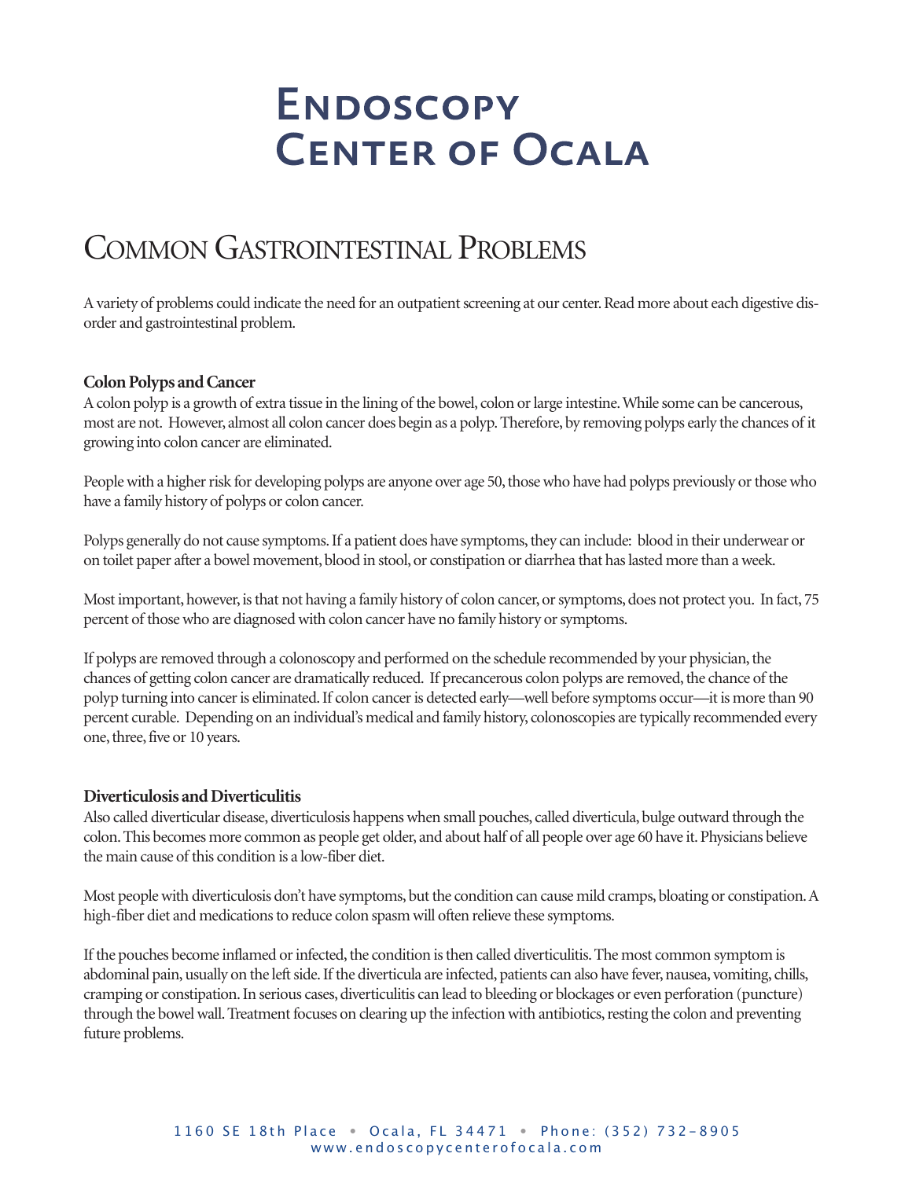# Endoscopy Center of Ocala

## Common Gastrointestinal Problems

A variety of problems could indicate the need for an outpatient screening at our center. Read more about each digestive disorder and gastrointestinal problem.

### Colon Polyps and Cancer

A colon polyp is a growth of extra tissue in the lining of the bowel, colon or large intestine. While some can be cancerous, most are not. However, almost all colon cancer does begin as a polyp. Therefore, by removing polyps early the chances of it growing into colon cancer are eliminated.

People with a higher risk for developing polyps are anyone over age 50, those who have had polyps previously or those who have a family history of polyps or colon cancer.

Polyps generally do not cause symptoms. If a patient does have symptoms, they can include: blood in their underwear or on toilet paper after a bowel movement, blood in stool, or constipation or diarrhea that has lasted more than a week.

Most important, however, is that not having a family history of colon cancer, or symptoms, does not protect you. In fact, 75 percent of those who are diagnosed with colon cancer have no family history or symptoms.

If polyps are removed through a colonoscopy and performed on the schedule recommended by your physician, the chances of getting colon cancer are dramatically reduced. If precancerous colon polyps are removed, the chance of the polyp turning into cancer is eliminated. If colon cancer is detected early—well before symptoms occur—it is more than 90 percent curable. Depending on an individual's medical and family history, colonoscopies are typically recommended every one, three, five or 10 years.

### Diverticulosis and Diverticulitis

Also called diverticular disease, diverticulosis happens when small pouches, called diverticula, bulge outward through the colon. This becomes more common as people get older, and about half of all people over age 60 have it. Physicians believe the main cause of this condition is a low-fiber diet.

Most people with diverticulosis don't have symptoms, but the condition can cause mild cramps, bloating or constipation. A high-fiber diet and medications to reduce colon spasm will often relieve these symptoms.

If the pouches become inflamed or infected, the condition is then called diverticulitis. The most common symptom is abdominal pain, usually on the left side. If the diverticula are infected, patients can also have fever, nausea, vomiting, chills, cramping or constipation. In serious cases, diverticulitis can lead to bleeding or blockages or even perforation (puncture) through the bowel wall. Treatment focuses on clearing up the infection with antibiotics, resting the colon and preventing future problems.

1160 SE 18th Place • Ocala, FL 34471 • Phone: (352) 732-8905
www.endoscopycenterofocala.com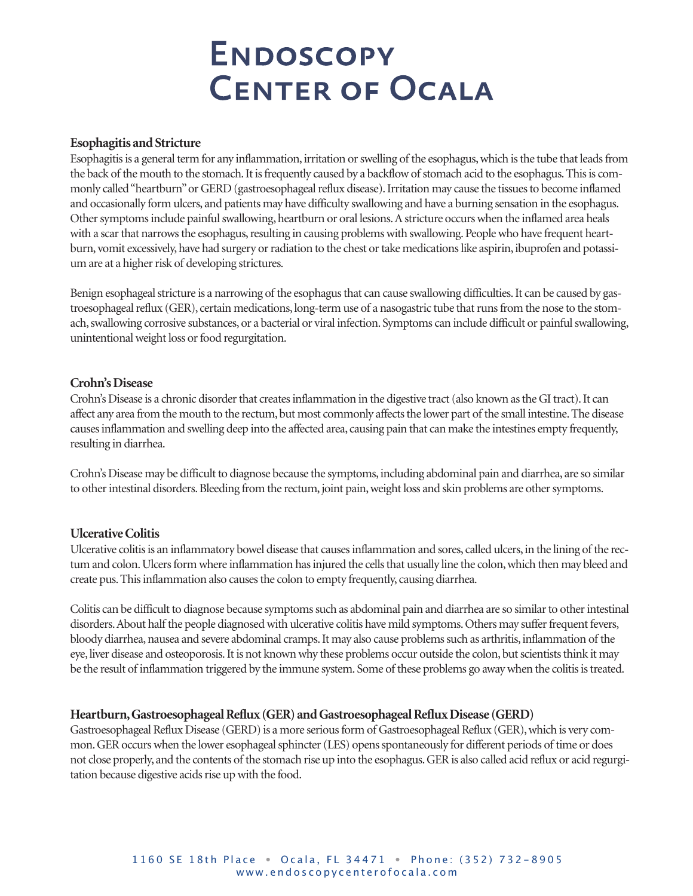# Endoscopy Center of Ocala

### Esophagitis and Stricture

Esophagitis is a general term for any inflammation, irritation or swelling of the esophagus, which is the tube that leads from the back of the mouth to the stomach. It is frequently caused by a backflow of stomach acid to the esophagus. This is commonly called "heartburn" or GERD (gastroesophageal reflux disease). Irritation may cause the tissues to become inflamed and occasionally form ulcers, and patients may have difficulty swallowing and have a burning sensation in the esophagus. Other symptoms include painful swallowing, heartburn or oral lesions. A stricture occurs when the inflamed area heals with a scar that narrows the esophagus, resulting in causing problems with swallowing. People who have frequent heartburn, vomit excessively, have had surgery or radiation to the chest or take medications like aspirin, ibuprofen and potassium are at a higher risk of developing strictures.

Benign esophageal stricture is a narrowing of the esophagus that can cause swallowing difficulties. It can be caused by gastroesophageal reflux (GER), certain medications, long-term use of a nasogastric tube that runs from the nose to the stomach, swallowing corrosive substances, or a bacterial or viral infection. Symptoms can include difficult or painful swallowing, unintentional weight loss or food regurgitation.

### Crohn's Disease

Crohn's Disease is a chronic disorder that creates inflammation in the digestive tract (also known as the GI tract). It can affect any area from the mouth to the rectum, but most commonly affects the lower part of the small intestine. The disease causes inflammation and swelling deep into the affected area, causing pain that can make the intestines empty frequently, resulting in diarrhea.

Crohn's Disease may be difficult to diagnose because the symptoms, including abdominal pain and diarrhea, are so similar to other intestinal disorders. Bleeding from the rectum, joint pain, weight loss and skin problems are other symptoms.

### Ulcerative Colitis

Ulcerative colitis is an inflammatory bowel disease that causes inflammation and sores, called ulcers, in the lining of the rectum and colon. Ulcers form where inflammation has injured the cells that usually line the colon, which then may bleed and create pus. This inflammation also causes the colon to empty frequently, causing diarrhea.

Colitis can be difficult to diagnose because symptoms such as abdominal pain and diarrhea are so similar to other intestinal disorders. About half the people diagnosed with ulcerative colitis have mild symptoms. Others may suffer frequent fevers, bloody diarrhea, nausea and severe abdominal cramps. It may also cause problems such as arthritis, inflammation of the eye, liver disease and osteoporosis. It is not known why these problems occur outside the colon, but scientists think it may be the result of inflammation triggered by the immune system. Some of these problems go away when the colitis is treated.

### Heartburn, Gastroesophageal Reflux (GER) and Gastroesophageal Reflux Disease (GERD)

Gastroesophageal Reflux Disease (GERD) is a more serious form of Gastroesophageal Reflux (GER), which is very common. GER occurs when the lower esophageal sphincter (LES) opens spontaneously for different periods of time or does not close properly, and the contents of the stomach rise up into the esophagus. GER is also called acid reflux or acid regurgitation because digestive acids rise up with the food.

1160 SE 18th Place • Ocala, FL 34471 • Phone: (352) 732-8905
www.endoscopycenterofocala.com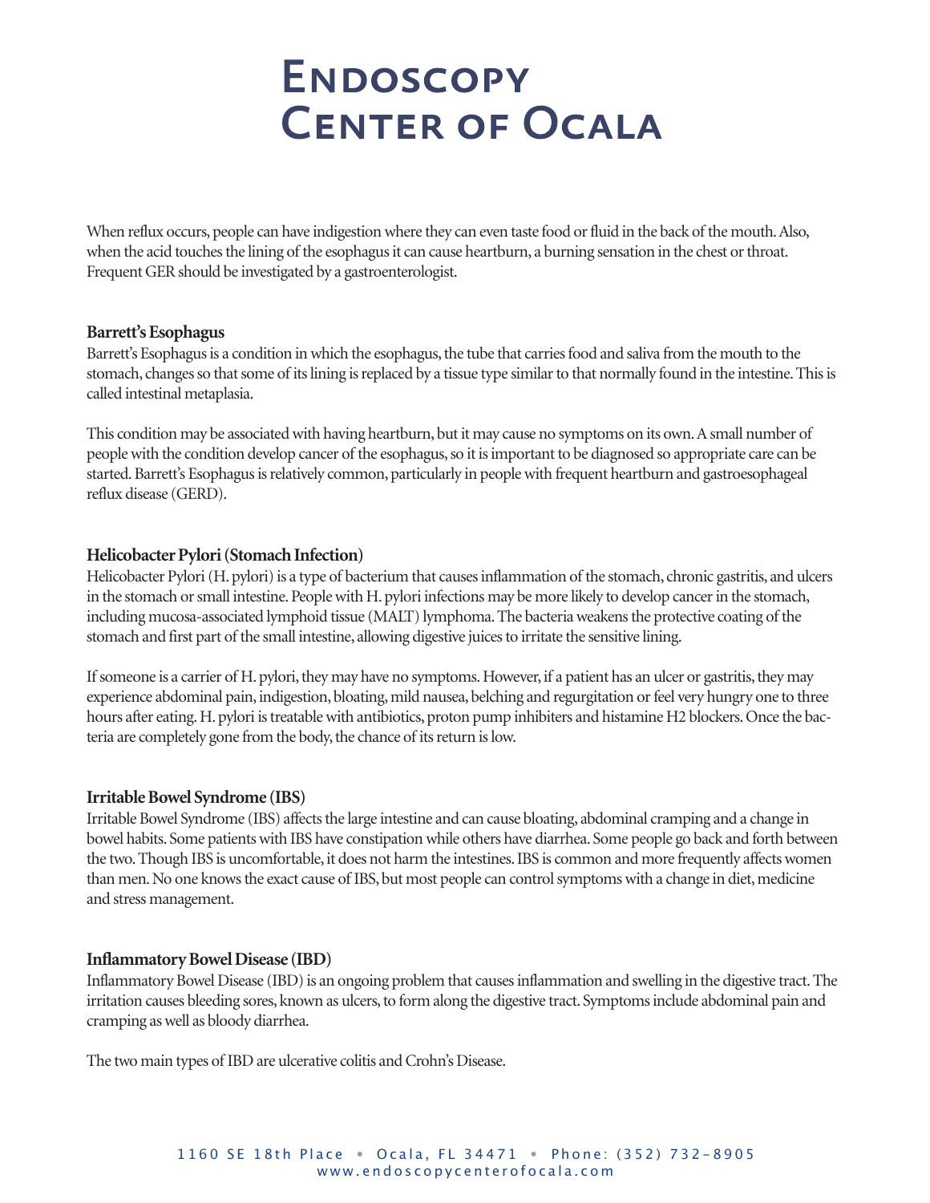When reflux occurs, people can have indigestion where they can even taste food or fluid in the back of the mouth. Also, when the acid touches the lining of the esophagus it can cause heartburn, a burning sensation in the chest or throat. Frequent GER should be investigated by a gastroenterologist.

**Barrett's Esophagus**

Barrett's Esophagus is a condition in which the esophagus, the tube that carries food and saliva from the mouth to the stomach, changes so that some of its lining is replaced by a tissue type similar to that normally found in the intestine. This is called intestinal metaplasia.

This condition may be associated with having heartburn, but it may cause no symptoms on its own. A small number of people with the condition develop cancer of the esophagus, so it is important to be diagnosed so appropriate care can be started. Barrett's Esophagus is relatively common, particularly in people with frequent heartburn and gastroesophageal reflux disease (GERD).

**Helicobacter Pylori (Stomach Infection)**

Helicobacter Pylori (H. pylori) is a type of bacterium that causes inflammation of the stomach, chronic gastritis, and ulcers in the stomach or small intestine. People with H. pylori infections may be more likely to develop cancer in the stomach, including mucosa-associated lymphoid tissue (MALT) lymphoma. The bacteria weakens the protective coating of the stomach and first part of the small intestine, allowing digestive juices to irritate the sensitive lining.

If someone is a carrier of H. pylori, they may have no symptoms. However, if a patient has an ulcer or gastritis, they may experience abdominal pain, indigestion, bloating, mild nausea, belching and regurgitation or feel very hungry one to three hours after eating. H. pylori is treatable with antibiotics, proton pump inhibiters and histamine H2 blockers. Once the bacteria are completely gone from the body, the chance of its return is low.

**Irritable Bowel Syndrome (IBS)**

Irritable Bowel Syndrome (IBS) affects the large intestine and can cause bloating, abdominal cramping and a change in bowel habits. Some patients with IBS have constipation while others have diarrhea. Some people go back and forth between the two. Though IBS is uncomfortable, it does not harm the intestines. IBS is common and more frequently affects women than men. No one knows the exact cause of IBS, but most people can control symptoms with a change in diet, medicine and stress management.

**Inflammatory Bowel Disease (IBD)**

Inflammatory Bowel Disease (IBD) is an ongoing problem that causes inflammation and swelling in the digestive tract. The irritation causes bleeding sores, known as ulcers, to form along the digestive tract. Symptoms include abdominal pain and cramping as well as bloody diarrhea.

The two main types of IBD are ulcerative colitis and Crohn's Disease.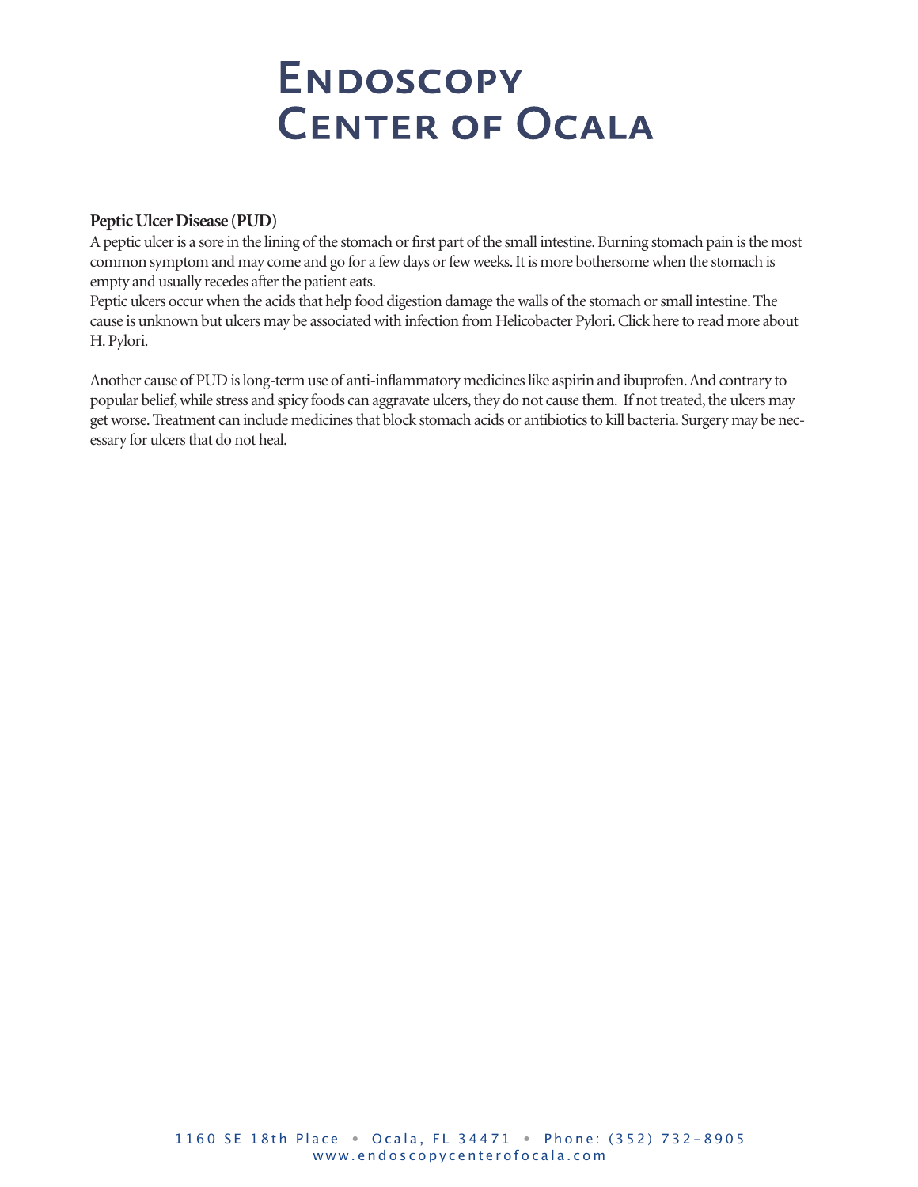# Endoscopy Center of Ocala

**Peptic Ulcer Disease (PUD)**

A peptic ulcer is a sore in the lining of the stomach or first part of the small intestine. Burning stomach pain is the most common symptom and may come and go for a few days or few weeks. It is more bothersome when the stomach is empty and usually recedes after the patient eats.

Peptic ulcers occur when the acids that help food digestion damage the walls of the stomach or small intestine. The cause is unknown but ulcers may be associated with infection from Helicobacter Pylori. Click here to read more about H. Pylori.

Another cause of PUD is long-term use of anti-inflammatory medicines like aspirin and ibuprofen. And contrary to popular belief, while stress and spicy foods can aggravate ulcers, they do not cause them. If not treated, the ulcers may get worse. Treatment can include medicines that block stomach acids or antibiotics to kill bacteria. Surgery may be necessary for ulcers that do not heal.